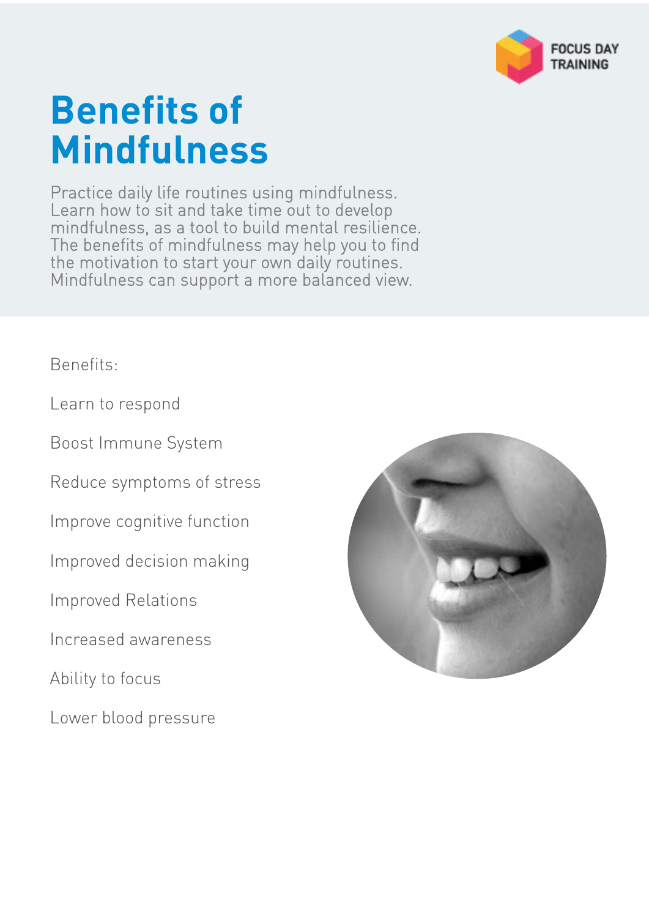FOCUS DAY TRAINING

# Benefits of Mindfulness

Practice daily life routines using mindfulness. Learn how to sit and take time out to develop mindfulness, as a tool to build mental resilience. The benefits of mindfulness may help you to find the motivation to start your own daily routines. Mindfulness can support a more balanced view.

Benefits:

- Learn to respond
- Boost Immune System
- Reduce symptoms of stress
- Improve cognitive function
- Improved decision making
- Improved Relations
- Increased awareness
- Ability to focus
- Lower blood pressure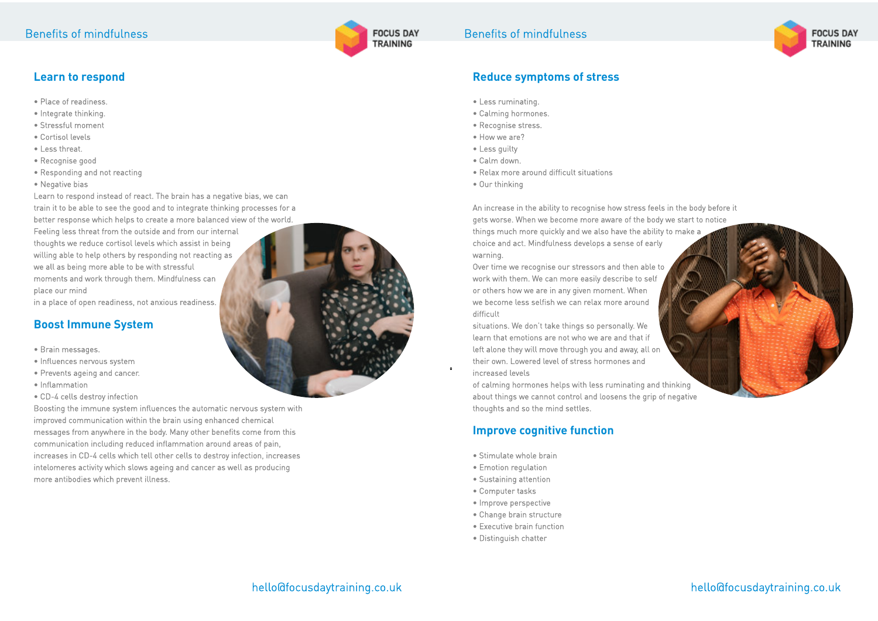## Learn to respond

- Place of readiness.
- Integrate thinking.
- Stressful moment
- Cortisol levels
- Less threat.
- Recognise good
- Responding and not reacting
- Negative bias

Learn to respond instead of react. The brain has a negative bias, we can train it to be able to see the good and to integrate thinking processes for a better response which helps to create a more balanced view of the world. Feeling less threat from the outside and from our internal thoughts we reduce cortisol levels which assist in being willing able to help others by responding not reacting as we all as being more able to be with stressful moments and work through them. Mindfulness can place our mind
in a place of open readiness, not anxious readiness.

## Boost Immune System

- Brain messages.
- Influences nervous system
- Prevents ageing and cancer.
- Inflammation
- CD-4 cells destroy infection

Boosting the immune system influences the automatic nervous system with improved communication within the brain using enhanced chemical messages from anywhere in the body. Many other benefits come from this communication including reduced inflammation around areas of pain, increases in CD-4 cells which tell other cells to destroy infection, increases intelomeres activity which slows ageing and cancer as well as producing more antibodies which prevent illness.

## Reduce symptoms of stress

- Less ruminating.
- Calming hormones.
- Recognise stress.
- How we are?
- Less guilty
- Calm down.
- Relax more around difficult situations
- Our thinking

An increase in the ability to recognise how stress feels in the body before it gets worse. When we become more aware of the body we start to notice things much more quickly and we also have the ability to make a choice and act. Mindfulness develops a sense of early warning.
Over time we recognise our stressors and then able to work with them. We can more easily describe to self or others how we are in any given moment. When we become less selfish we can relax more around difficult
situations. We don't take things so personally. We learn that emotions are not who we are and that if left alone they will move through you and away, all on their own. Lowered level of stress hormones and increased levels
of calming hormones helps with less ruminating and thinking about things we cannot control and loosens the grip of negative thoughts and so the mind settles.

## Improve cognitive function

- Stimulate whole brain
- Emotion regulation
- Sustaining attention
- Computer tasks
- Improve perspective
- Change brain structure
- Executive brain function
- Distinguish chatter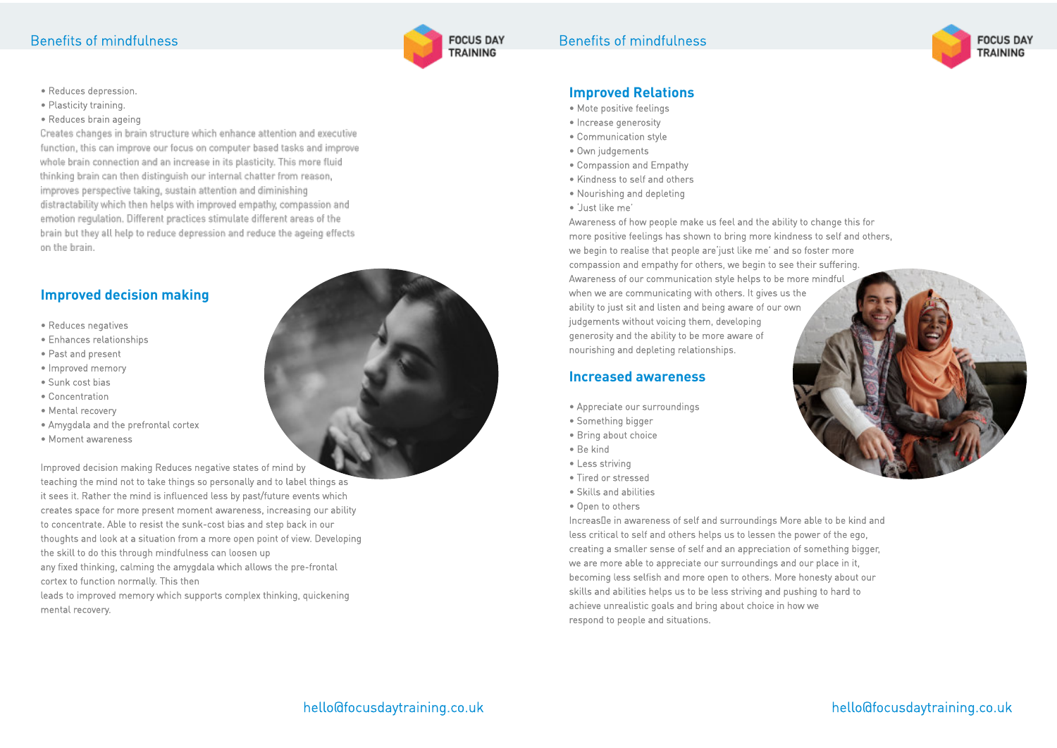# Benefits of mindfulness

- Reduces depression.
- Plasticity training.
- Reduces brain ageing

Creates changes in brain structure which enhance attention and executive function, this can improve our focus on computer based tasks and improve whole brain connection and an increase in its plasticity. This more fluid thinking brain can then distinguish our internal chatter from reason, improves perspective taking, sustain attention and diminishing distractability which then helps with improved empathy, compassion and emotion regulation. Different practices stimulate different areas of the brain but they all help to reduce depression and reduce the ageing effects on the brain.

## Improved decision making

- Reduces negatives
- Enhances relationships
- Past and present
- Improved memory
- Sunk cost bias
- Concentration
- Mental recovery
- Amygdala and the prefrontal cortex
- Moment awareness

Improved decision making Reduces negative states of mind by teaching the mind not to take things so personally and to label things as it sees it. Rather the mind is influenced less by past/future events which creates space for more present moment awareness, increasing our ability to concentrate. Able to resist the sunk-cost bias and step back in our thoughts and look at a situation from a more open point of view. Developing the skill to do this through mindfulness can loosen up any fixed thinking, calming the amygdala which allows the pre-frontal cortex to function normally. This then leads to improved memory which supports complex thinking, quickening mental recovery.

## Improved Relations

- Mote positive feelings
- Increase generosity
- Communication style
- Own judgements
- Compassion and Empathy
- Kindness to self and others
- Nourishing and depleting
- 'Just like me'

Awareness of how people make us feel and the ability to change this for more positive feelings has shown to bring more kindness to self and others, we begin to realise that people are'just like me' and so foster more compassion and empathy for others, we begin to see their suffering. Awareness of our communication style helps to be more mindful when we are communicating with others. It gives us the ability to just sit and listen and being aware of our own judgements without voicing them, developing generosity and the ability to be more aware of nourishing and depleting relationships.

## Increased awareness

- Appreciate our surroundings
- Something bigger
- Bring about choice
- Be kind
- Less striving
- Tired or stressed
- Skills and abilities
- Open to others

Increase in awareness of self and surroundings More able to be kind and less critical to self and others helps us to lessen the power of the ego, creating a smaller sense of self and an appreciation of something bigger, we are more able to appreciate our surroundings and our place in it, becoming less selfish and more open to others. More honesty about our skills and abilities helps us to be less striving and pushing to hard to achieve unrealistic goals and bring about choice in how we respond to people and situations.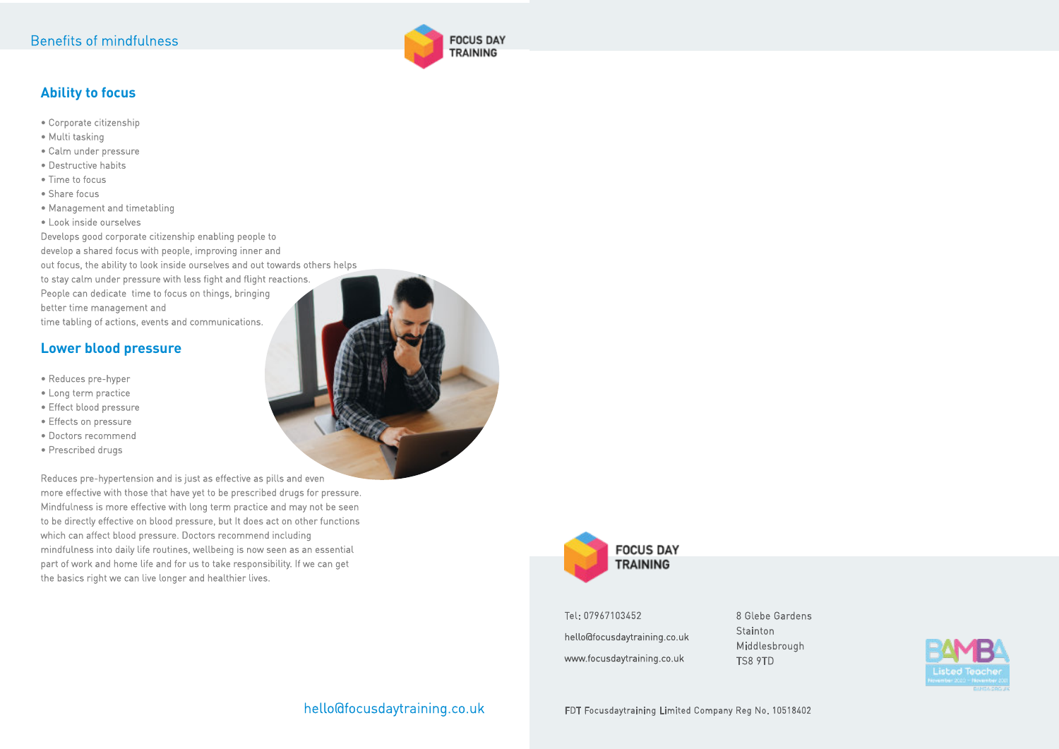## Benefits of mindfulness

### Ability to focus

- Corporate citizenship
- Multi tasking
- Calm under pressure
- Destructive habits
- Time to focus
- Share focus
- Management and timetabling
- Look inside ourselves

Develops good corporate citizenship enabling people to develop a shared focus with people, improving inner and out focus, the ability to look inside ourselves and out towards others helps to stay calm under pressure with less fight and flight reactions. People can dedicate time to focus on things, bringing better time management and time tabling of actions, events and communications.

### Lower blood pressure

- Reduces pre-hyper
- Long term practice
- Effect blood pressure
- Effects on pressure
- Doctors recommend
- Prescribed drugs

Reduces pre-hypertension and is just as effective as pills and even more effective with those that have yet to be prescribed drugs for pressure. Mindfulness is more effective with long term practice and may not be seen to be directly effective on blood pressure, but It does act on other functions which can affect blood pressure. Doctors recommend including mindfulness into daily life routines, wellbeing is now seen as an essential part of work and home life and for us to take responsibility. If we can get the basics right we can live longer and healthier lives.

hello@focusdaytraining.co.uk

FOCUS DAY TRAINING

Tel: 07967103452

hello@focusdaytraining.co.uk

www.focusdaytraining.co.uk

8 Glebe Gardens
Stainton
Middlesbrough
TS8 9TD

BAMBA Listed Teacher

FDT Focusdaytraining Limited Company Reg No. 10518402